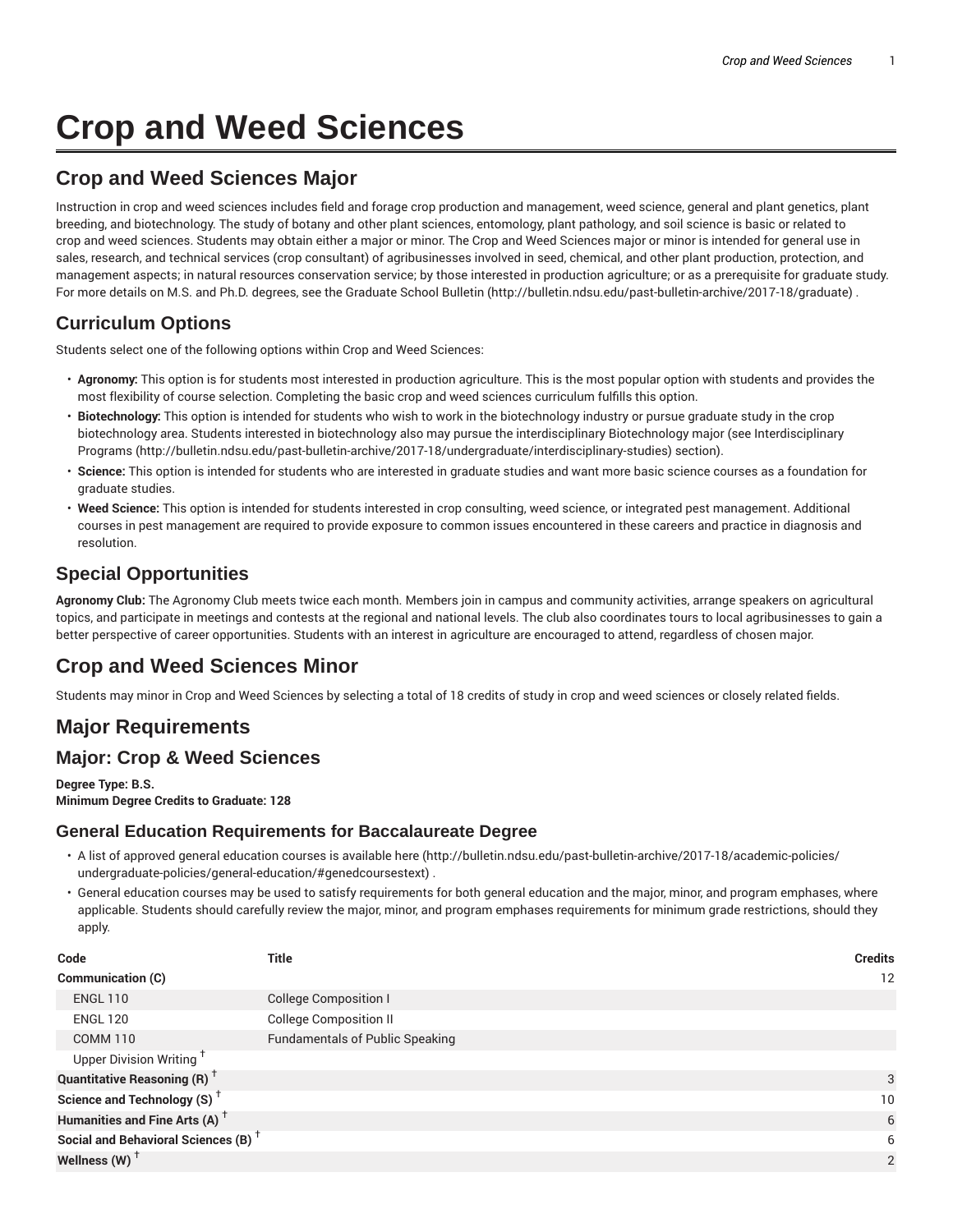# Crop and Weed Sciences

## Crop and Weed Sciences Major

Instruction in crop and weed sciences includes field and forage crop production and management, weed science, general and plant genetics, plant breeding, and biotechnology. The study of botany and other plant sciences, entomology, plant pathology, and soil science is basic or related to crop and weed sciences. Students may obtain either a major or minor. The Crop and Weed Sciences major or minor is intended for general use in sales, research, and technical services (crop consultant) of agribusinesses involved in seed, chemical, and other plant production, protection, and management aspects; in natural resources conservation service; by those interested in production agriculture; or as a prerequisite for graduate study. For more details on M.S. and Ph.D. degrees, see the Graduate School Bulletin (http://bulletin.ndsu.edu/past-bulletin-archive/2017-18/graduate) .

## Curriculum Options

Students select one of the following options within Crop and Weed Sciences:

- **Agronomy:** This option is for students most interested in production agriculture. This is the most popular option with students and provides the most flexibility of course selection. Completing the basic crop and weed sciences curriculum fulfills this option.
- **Biotechnology:** This option is intended for students who wish to work in the biotechnology industry or pursue graduate study in the crop biotechnology area. Students interested in biotechnology also may pursue the interdisciplinary Biotechnology major (see Interdisciplinary Programs (http://bulletin.ndsu.edu/past-bulletin-archive/2017-18/undergraduate/interdisciplinary-studies) section).
- **Science:** This option is intended for students who are interested in graduate studies and want more basic science courses as a foundation for graduate studies.
- **Weed Science:** This option is intended for students interested in crop consulting, weed science, or integrated pest management. Additional courses in pest management are required to provide exposure to common issues encountered in these careers and practice in diagnosis and resolution.

## Special Opportunities

**Agronomy Club:** The Agronomy Club meets twice each month. Members join in campus and community activities, arrange speakers on agricultural topics, and participate in meetings and contests at the regional and national levels. The club also coordinates tours to local agribusinesses to gain a better perspective of career opportunities. Students with an interest in agriculture are encouraged to attend, regardless of chosen major.

## Crop and Weed Sciences Minor

Students may minor in Crop and Weed Sciences by selecting a total of 18 credits of study in crop and weed sciences or closely related fields.

## Major Requirements

## Major: Crop & Weed Sciences

**Degree Type: B.S.**
**Minimum Degree Credits to Graduate: 128**

### General Education Requirements for Baccalaureate Degree

- A list of approved general education courses is available here (http://bulletin.ndsu.edu/past-bulletin-archive/2017-18/academic-policies/undergraduate-policies/general-education/#genedcoursestext) .
- General education courses may be used to satisfy requirements for both general education and the major, minor, and program emphases, where applicable. Students should carefully review the major, minor, and program emphases requirements for minimum grade restrictions, should they apply.

| Code | Title | Credits |
|---|---|---|
| **Communication (C)** | | 12 |
| ENGL 110 | College Composition I | |
| ENGL 120 | College Composition II | |
| COMM 110 | Fundamentals of Public Speaking | |
| Upper Division Writing † | | |
| **Quantitative Reasoning (R) †** | | 3 |
| **Science and Technology (S) †** | | 10 |
| **Humanities and Fine Arts (A) †** | | 6 |
| **Social and Behavioral Sciences (B) †** | | 6 |
| **Wellness (W) †** | | 2 |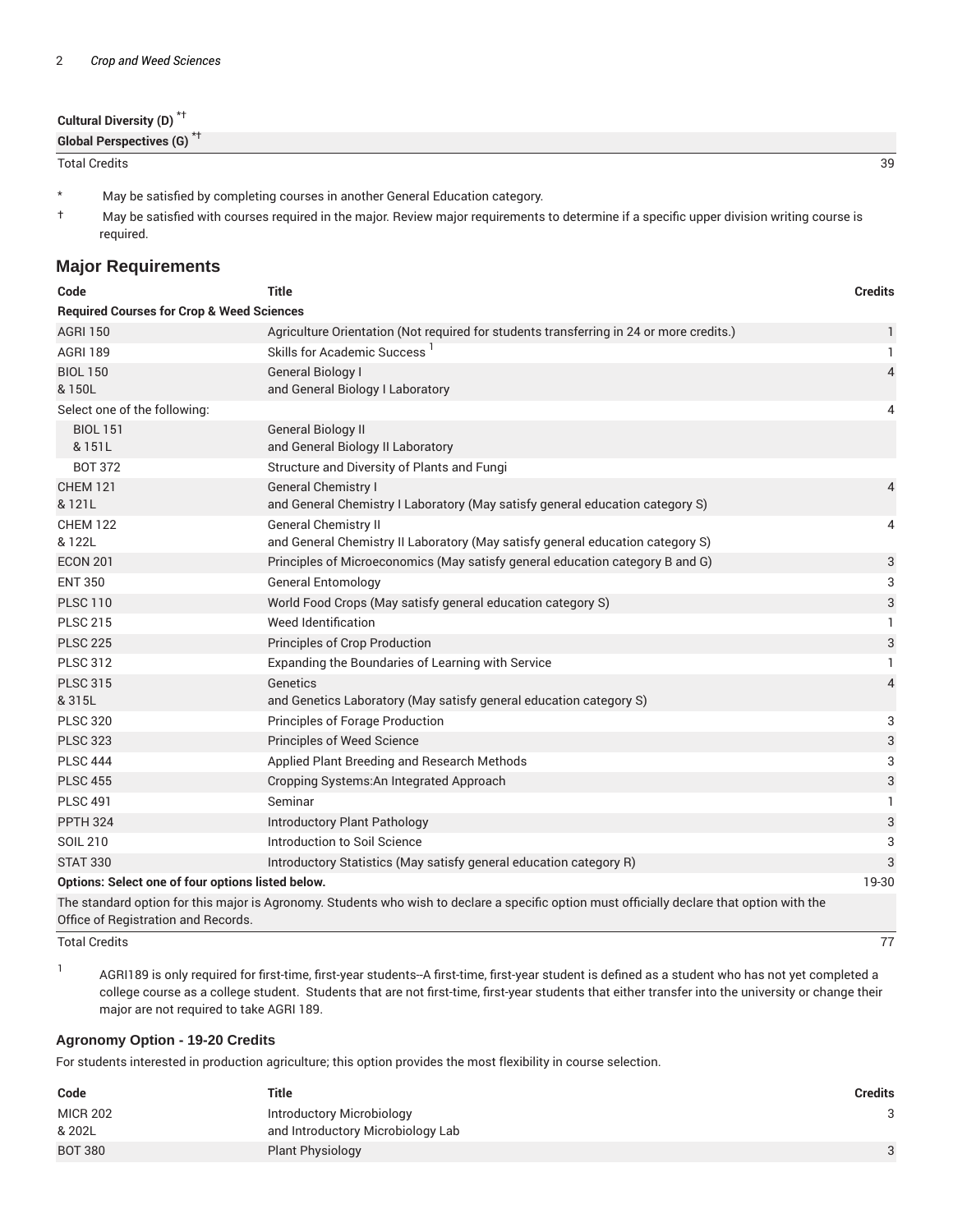| | |
|---|---|
| **Cultural Diversity (D)** *† | |
| **Global Perspectives (G)** *† | |
| Total Credits | 39 |

\* May be satisfied by completing courses in another General Education category.

† May be satisfied with courses required in the major. Review major requirements to determine if a specific upper division writing course is required.

## Major Requirements

| Code | Title | Credits |
|---|---|---|
| **Required Courses for Crop & Weed Sciences** | | |
| AGRI 150 | Agriculture Orientation (Not required for students transferring in 24 or more credits.) | 1 |
| AGRI 189 | Skills for Academic Success [1] | 1 |
| BIOL 150 & 150L | General Biology I and General Biology I Laboratory | 4 |
| Select one of the following: | | 4 |
| BIOL 151 & 151L | General Biology II and General Biology II Laboratory | |
| BOT 372 | Structure and Diversity of Plants and Fungi | |
| CHEM 121 & 121L | General Chemistry I and General Chemistry I Laboratory (May satisfy general education category S) | 4 |
| CHEM 122 & 122L | General Chemistry II and General Chemistry II Laboratory (May satisfy general education category S) | 4 |
| ECON 201 | Principles of Microeconomics (May satisfy general education category B and G) | 3 |
| ENT 350 | General Entomology | 3 |
| PLSC 110 | World Food Crops (May satisfy general education category S) | 3 |
| PLSC 215 | Weed Identification | 1 |
| PLSC 225 | Principles of Crop Production | 3 |
| PLSC 312 | Expanding the Boundaries of Learning with Service | 1 |
| PLSC 315 & 315L | Genetics and Genetics Laboratory (May satisfy general education category S) | 4 |
| PLSC 320 | Principles of Forage Production | 3 |
| PLSC 323 | Principles of Weed Science | 3 |
| PLSC 444 | Applied Plant Breeding and Research Methods | 3 |
| PLSC 455 | Cropping Systems:An Integrated Approach | 3 |
| PLSC 491 | Seminar | 1 |
| PPTH 324 | Introductory Plant Pathology | 3 |
| SOIL 210 | Introduction to Soil Science | 3 |
| STAT 330 | Introductory Statistics (May satisfy general education category R) | 3 |
| **Options: Select one of four options listed below.** | | 19-30 |
| The standard option for this major is Agronomy. Students who wish to declare a specific option must officially declare that option with the Office of Registration and Records. | | |
| Total Credits | | 77 |

1 AGRI189 is only required for first-time, first-year students--A first-time, first-year student is defined as a student who has not yet completed a college course as a college student. Students that are not first-time, first-year students that either transfer into the university or change their major are not required to take AGRI 189.

### Agronomy Option - 19-20 Credits

For students interested in production agriculture; this option provides the most flexibility in course selection.

| Code | Title | Credits |
|---|---|---|
| MICR 202 & 202L | Introductory Microbiology and Introductory Microbiology Lab | 3 |
| BOT 380 | Plant Physiology | 3 |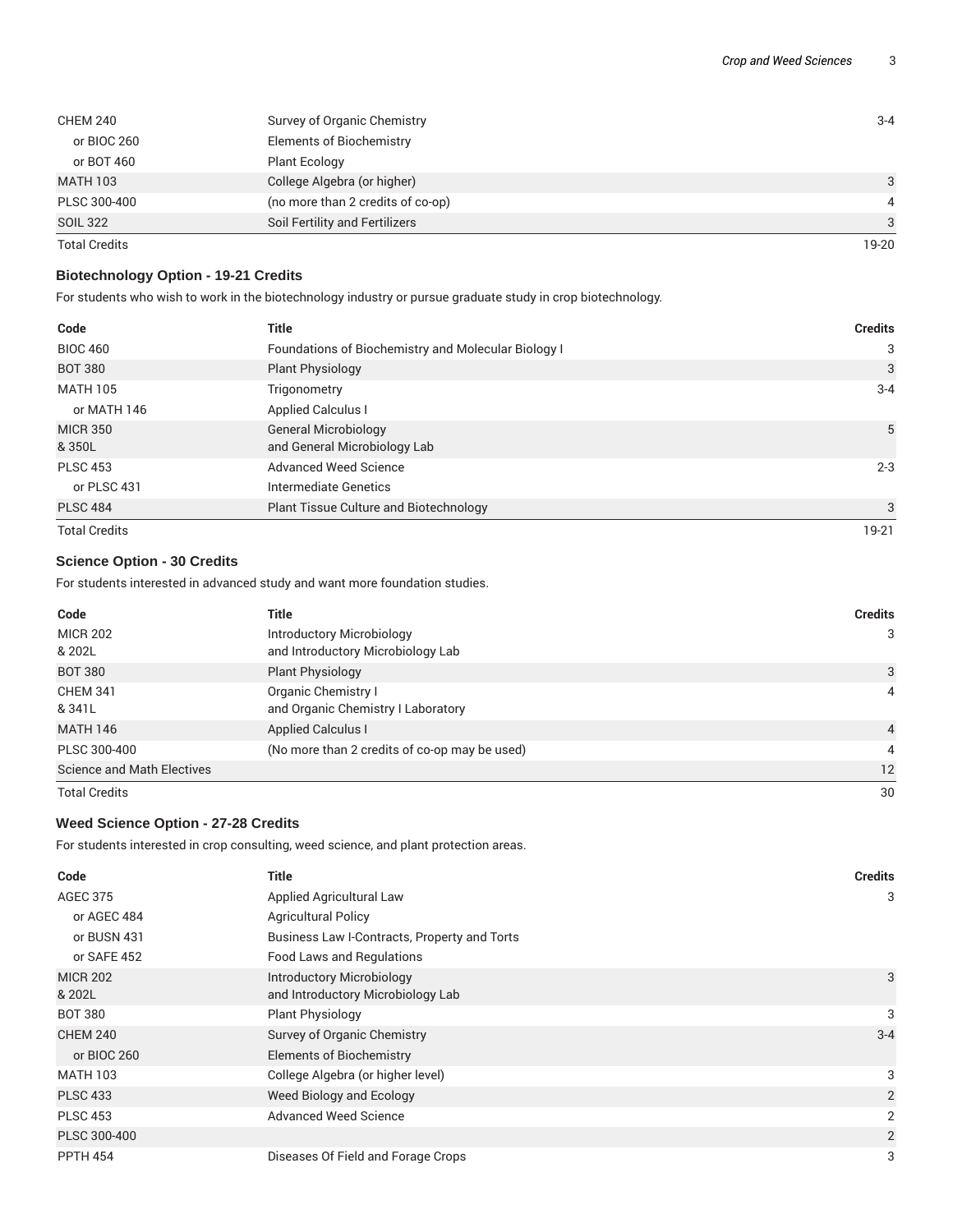| | | |
|---|---|---|
| CHEM 240 | Survey of Organic Chemistry | 3-4 |
| or BIOC 260 | Elements of Biochemistry | |
| or BOT 460 | Plant Ecology | |
| MATH 103 | College Algebra (or higher) | 3 |
| PLSC 300-400 | (no more than 2 credits of co-op) | 4 |
| SOIL 322 | Soil Fertility and Fertilizers | 3 |
| Total Credits | | 19-20 |

### Biotechnology Option - 19-21 Credits

For students who wish to work in the biotechnology industry or pursue graduate study in crop biotechnology.

| Code | Title | Credits |
|---|---|---|
| BIOC 460 | Foundations of Biochemistry and Molecular Biology I | 3 |
| BOT 380 | Plant Physiology | 3 |
| MATH 105 | Trigonometry | 3-4 |
| or MATH 146 | Applied Calculus I | |
| MICR 350 & 350L | General Microbiology and General Microbiology Lab | 5 |
| PLSC 453 | Advanced Weed Science | 2-3 |
| or PLSC 431 | Intermediate Genetics | |
| PLSC 484 | Plant Tissue Culture and Biotechnology | 3 |
| Total Credits | | 19-21 |

### Science Option - 30 Credits

For students interested in advanced study and want more foundation studies.

| Code | Title | Credits |
|---|---|---|
| MICR 202 & 202L | Introductory Microbiology and Introductory Microbiology Lab | 3 |
| BOT 380 | Plant Physiology | 3 |
| CHEM 341 & 341L | Organic Chemistry I and Organic Chemistry I Laboratory | 4 |
| MATH 146 | Applied Calculus I | 4 |
| PLSC 300-400 | (No more than 2 credits of co-op may be used) | 4 |
| Science and Math Electives | | 12 |
| Total Credits | | 30 |

### Weed Science Option - 27-28 Credits

For students interested in crop consulting, weed science, and plant protection areas.

| Code | Title | Credits |
|---|---|---|
| AGEC 375 | Applied Agricultural Law | 3 |
| or AGEC 484 | Agricultural Policy | |
| or BUSN 431 | Business Law I-Contracts, Property and Torts | |
| or SAFE 452 | Food Laws and Regulations | |
| MICR 202 & 202L | Introductory Microbiology and Introductory Microbiology Lab | 3 |
| BOT 380 | Plant Physiology | 3 |
| CHEM 240 | Survey of Organic Chemistry | 3-4 |
| or BIOC 260 | Elements of Biochemistry | |
| MATH 103 | College Algebra (or higher level) | 3 |
| PLSC 433 | Weed Biology and Ecology | 2 |
| PLSC 453 | Advanced Weed Science | 2 |
| PLSC 300-400 | | 2 |
| PPTH 454 | Diseases Of Field and Forage Crops | 3 |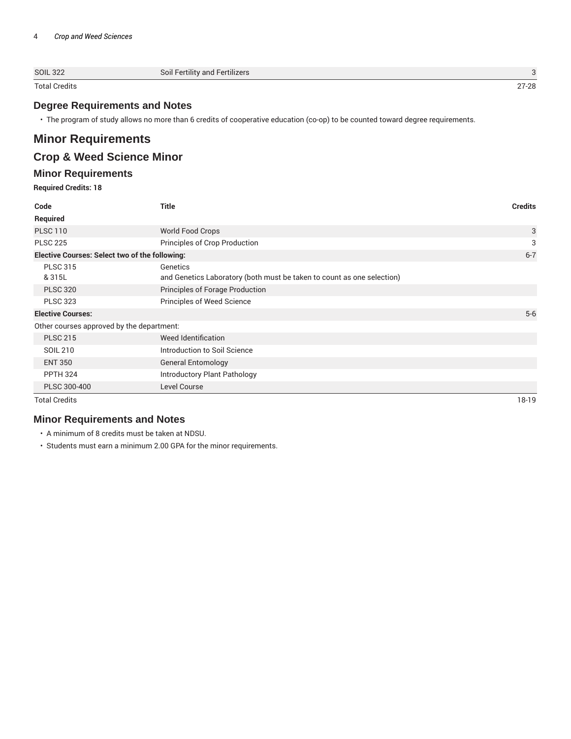| | | |
|---|---|---|
| SOIL 322 | Soil Fertility and Fertilizers | 3 |
| Total Credits | | 27-28 |

### Degree Requirements and Notes

- The program of study allows no more than 6 credits of cooperative education (co-op) to be counted toward degree requirements.

# Minor Requirements

## Crop & Weed Science Minor

### Minor Requirements

**Required Credits: 18**

| Code | Title | Credits |
|---|---|---|
| **Required** | | |
| PLSC 110 | World Food Crops | 3 |
| PLSC 225 | Principles of Crop Production | 3 |
| **Elective Courses: Select two of the following:** | | 6-7 |
| PLSC 315<br>& 315L | Genetics<br>and Genetics Laboratory (both must be taken to count as one selection) | |
| PLSC 320 | Principles of Forage Production | |
| PLSC 323 | Principles of Weed Science | |
| **Elective Courses:** | | 5-6 |
| Other courses approved by the department: | | |
| PLSC 215 | Weed Identification | |
| SOIL 210 | Introduction to Soil Science | |
| ENT 350 | General Entomology | |
| PPTH 324 | Introductory Plant Pathology | |
| PLSC 300-400 | Level Course | |
| Total Credits | | 18-19 |

### Minor Requirements and Notes

- A minimum of 8 credits must be taken at NDSU.
- Students must earn a minimum 2.00 GPA for the minor requirements.